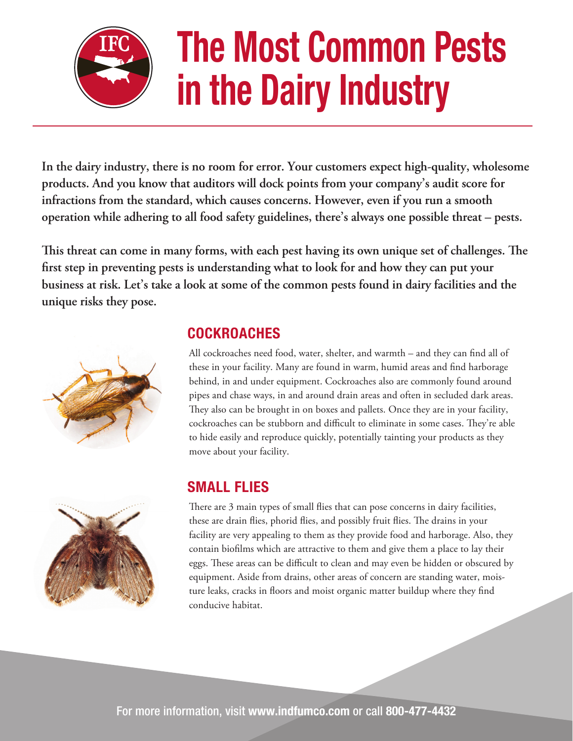# The Most Common Pests in the Dairy Industry

**In the dairy industry, there is no room for error. Your customers expect high-quality, wholesome products. And you know that auditors will dock points from your company's audit score for infractions from the standard, which causes concerns. However, even if you run a smooth operation while adhering to all food safety guidelines, there's always one possible threat – pests.**

**This threat can come in many forms, with each pest having its own unique set of challenges. The first step in preventing pests is understanding what to look for and how they can put your business at risk. Let's take a look at some of the common pests found in dairy facilities and the unique risks they pose.**

## COCKROACHES

All cockroaches need food, water, shelter, and warmth – and they can find all of these in your facility. Many are found in warm, humid areas and find harborage behind, in and under equipment. Cockroaches also are commonly found around pipes and chase ways, in and around drain areas and often in secluded dark areas. They also can be brought in on boxes and pallets. Once they are in your facility, cockroaches can be stubborn and difficult to eliminate in some cases. They're able to hide easily and reproduce quickly, potentially tainting your products as they move about your facility.

## SMALL FLIES

There are 3 main types of small flies that can pose concerns in dairy facilities, these are drain flies, phorid flies, and possibly fruit flies. The drains in your facility are very appealing to them as they provide food and harborage. Also, they contain biofilms which are attractive to them and give them a place to lay their eggs. These areas can be difficult to clean and may even be hidden or obscured by equipment. Aside from drains, other areas of concern are standing water, moisture leaks, cracks in floors and moist organic matter buildup where they find conducive habitat.

For more information, visit **www.indfumco.com** or call **800-477-4432**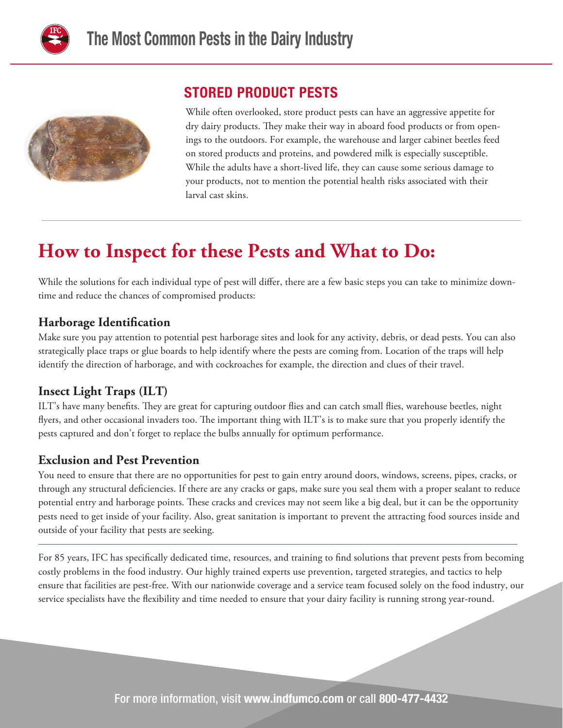# The Most Common Pests in the Dairy Industry

## STORED PRODUCT PESTS

While often overlooked, store product pests can have an aggressive appetite for dry dairy products. They make their way in aboard food products or from openings to the outdoors. For example, the warehouse and larger cabinet beetles feed on stored products and proteins, and powdered milk is especially susceptible. While the adults have a short-lived life, they can cause some serious damage to your products, not to mention the potential health risks associated with their larval cast skins.

# How to Inspect for these Pests and What to Do:

While the solutions for each individual type of pest will differ, there are a few basic steps you can take to minimize downtime and reduce the chances of compromised products:

### Harborage Identification

Make sure you pay attention to potential pest harborage sites and look for any activity, debris, or dead pests. You can also strategically place traps or glue boards to help identify where the pests are coming from. Location of the traps will help identify the direction of harborage, and with cockroaches for example, the direction and clues of their travel.

### Insect Light Traps (ILT)

ILT's have many benefits. They are great for capturing outdoor flies and can catch small flies, warehouse beetles, night flyers, and other occasional invaders too. The important thing with ILT's is to make sure that you properly identify the pests captured and don't forget to replace the bulbs annually for optimum performance.

### Exclusion and Pest Prevention

You need to ensure that there are no opportunities for pest to gain entry around doors, windows, screens, pipes, cracks, or through any structural deficiencies. If there are any cracks or gaps, make sure you seal them with a proper sealant to reduce potential entry and harborage points. These cracks and crevices may not seem like a big deal, but it can be the opportunity pests need to get inside of your facility. Also, great sanitation is important to prevent the attracting food sources inside and outside of your facility that pests are seeking.

---

For 85 years, IFC has specifically dedicated time, resources, and training to find solutions that prevent pests from becoming costly problems in the food industry. Our highly trained experts use prevention, targeted strategies, and tactics to help ensure that facilities are pest-free. With our nationwide coverage and a service team focused solely on the food industry, our service specialists have the flexibility and time needed to ensure that your dairy facility is running strong year-round.

For more information, visit **www.indfumco.com** or call **800-477-4432**